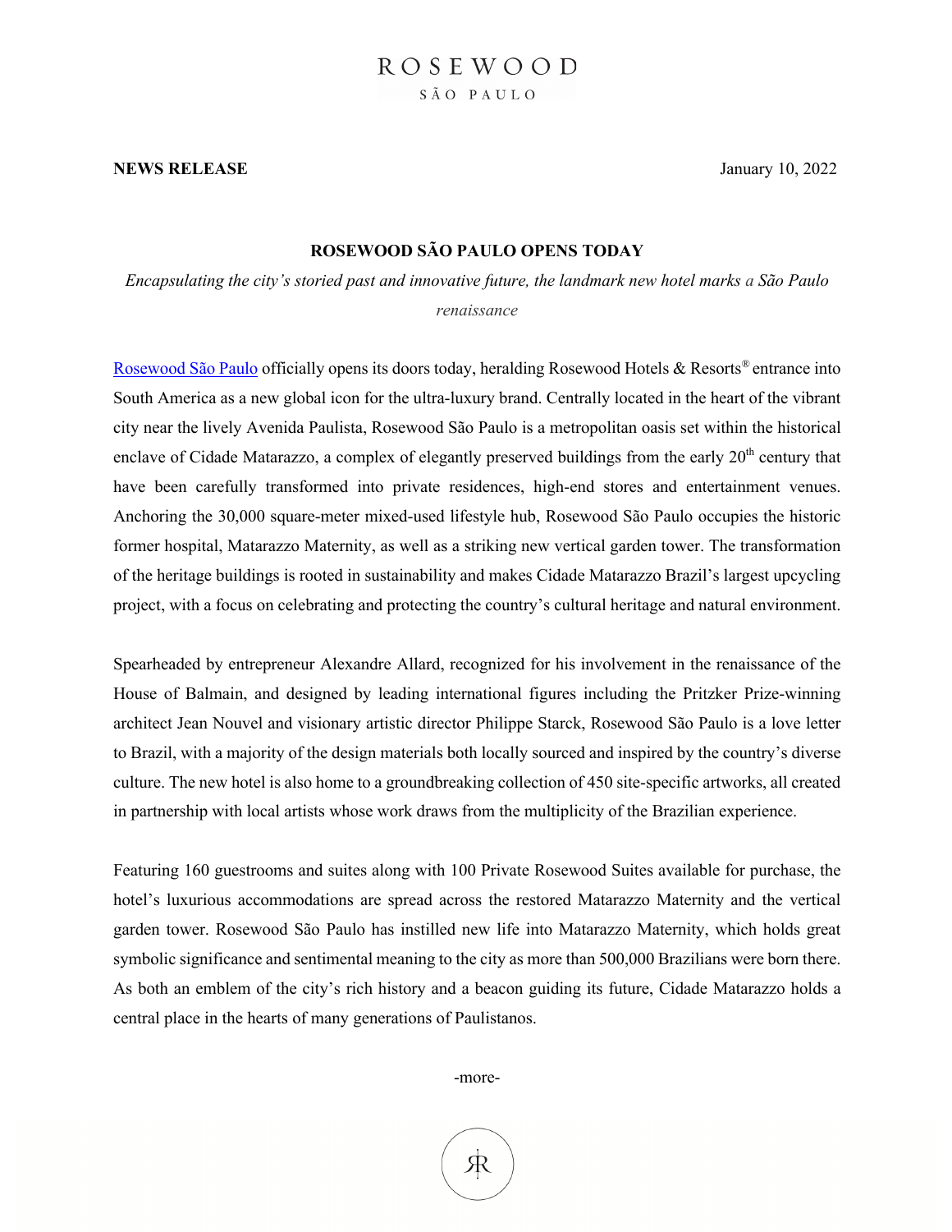ROSEWOOD
SÃO PAULO

**NEWS RELEASE** January 10, 2022

# ROSEWOOD SÃO PAULO OPENS TODAY

*Encapsulating the city's storied past and innovative future, the landmark new hotel marks a São Paulo renaissance*

Rosewood São Paulo officially opens its doors today, heralding Rosewood Hotels & Resorts® entrance into South America as a new global icon for the ultra-luxury brand. Centrally located in the heart of the vibrant city near the lively Avenida Paulista, Rosewood São Paulo is a metropolitan oasis set within the historical enclave of Cidade Matarazzo, a complex of elegantly preserved buildings from the early 20th century that have been carefully transformed into private residences, high-end stores and entertainment venues. Anchoring the 30,000 square-meter mixed-used lifestyle hub, Rosewood São Paulo occupies the historic former hospital, Matarazzo Maternity, as well as a striking new vertical garden tower. The transformation of the heritage buildings is rooted in sustainability and makes Cidade Matarazzo Brazil's largest upcycling project, with a focus on celebrating and protecting the country's cultural heritage and natural environment.

Spearheaded by entrepreneur Alexandre Allard, recognized for his involvement in the renaissance of the House of Balmain, and designed by leading international figures including the Pritzker Prize-winning architect Jean Nouvel and visionary artistic director Philippe Starck, Rosewood São Paulo is a love letter to Brazil, with a majority of the design materials both locally sourced and inspired by the country's diverse culture. The new hotel is also home to a groundbreaking collection of 450 site-specific artworks, all created in partnership with local artists whose work draws from the multiplicity of the Brazilian experience.

Featuring 160 guestrooms and suites along with 100 Private Rosewood Suites available for purchase, the hotel's luxurious accommodations are spread across the restored Matarazzo Maternity and the vertical garden tower. Rosewood São Paulo has instilled new life into Matarazzo Maternity, which holds great symbolic significance and sentimental meaning to the city as more than 500,000 Brazilians were born there. As both an emblem of the city's rich history and a beacon guiding its future, Cidade Matarazzo holds a central place in the hearts of many generations of Paulistanos.

-more-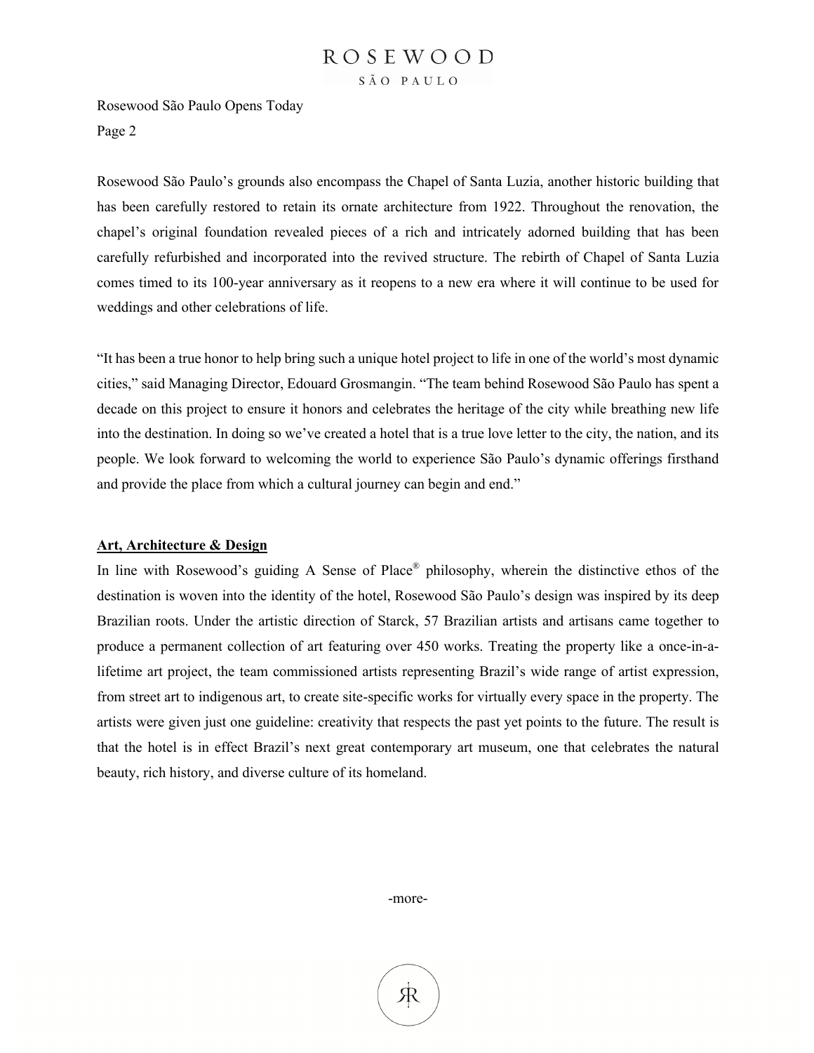Rosewood São Paulo's grounds also encompass the Chapel of Santa Luzia, another historic building that has been carefully restored to retain its ornate architecture from 1922. Throughout the renovation, the chapel's original foundation revealed pieces of a rich and intricately adorned building that has been carefully refurbished and incorporated into the revived structure. The rebirth of Chapel of Santa Luzia comes timed to its 100-year anniversary as it reopens to a new era where it will continue to be used for weddings and other celebrations of life.

"It has been a true honor to help bring such a unique hotel project to life in one of the world's most dynamic cities," said Managing Director, Edouard Grosmangin. "The team behind Rosewood São Paulo has spent a decade on this project to ensure it honors and celebrates the heritage of the city while breathing new life into the destination. In doing so we've created a hotel that is a true love letter to the city, the nation, and its people. We look forward to welcoming the world to experience São Paulo's dynamic offerings firsthand and provide the place from which a cultural journey can begin and end."

## Art, Architecture & Design

In line with Rosewood's guiding A Sense of Place® philosophy, wherein the distinctive ethos of the destination is woven into the identity of the hotel, Rosewood São Paulo's design was inspired by its deep Brazilian roots. Under the artistic direction of Starck, 57 Brazilian artists and artisans came together to produce a permanent collection of art featuring over 450 works. Treating the property like a once-in-a-lifetime art project, the team commissioned artists representing Brazil's wide range of artist expression, from street art to indigenous art, to create site-specific works for virtually every space in the property. The artists were given just one guideline: creativity that respects the past yet points to the future. The result is that the hotel is in effect Brazil's next great contemporary art museum, one that celebrates the natural beauty, rich history, and diverse culture of its homeland.

-more-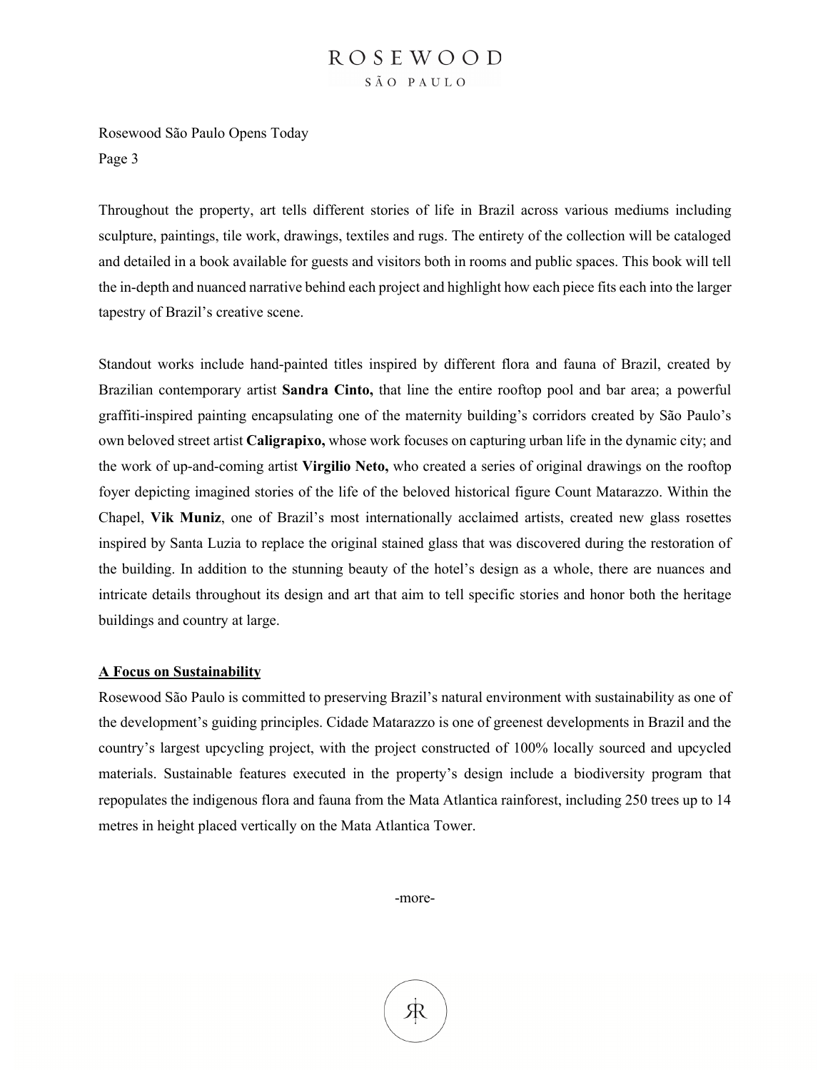Throughout the property, art tells different stories of life in Brazil across various mediums including sculpture, paintings, tile work, drawings, textiles and rugs. The entirety of the collection will be cataloged and detailed in a book available for guests and visitors both in rooms and public spaces. This book will tell the in-depth and nuanced narrative behind each project and highlight how each piece fits each into the larger tapestry of Brazil's creative scene.

Standout works include hand-painted titles inspired by different flora and fauna of Brazil, created by Brazilian contemporary artist **Sandra Cinto,** that line the entire rooftop pool and bar area; a powerful graffiti-inspired painting encapsulating one of the maternity building's corridors created by São Paulo's own beloved street artist **Caligrapixo,** whose work focuses on capturing urban life in the dynamic city; and the work of up-and-coming artist **Virgilio Neto,** who created a series of original drawings on the rooftop foyer depicting imagined stories of the life of the beloved historical figure Count Matarazzo. Within the Chapel, **Vik Muniz**, one of Brazil's most internationally acclaimed artists, created new glass rosettes inspired by Santa Luzia to replace the original stained glass that was discovered during the restoration of the building. In addition to the stunning beauty of the hotel's design as a whole, there are nuances and intricate details throughout its design and art that aim to tell specific stories and honor both the heritage buildings and country at large.

**A Focus on Sustainability**

Rosewood São Paulo is committed to preserving Brazil's natural environment with sustainability as one of the development's guiding principles. Cidade Matarazzo is one of greenest developments in Brazil and the country's largest upcycling project, with the project constructed of 100% locally sourced and upcycled materials. Sustainable features executed in the property's design include a biodiversity program that repopulates the indigenous flora and fauna from the Mata Atlantica rainforest, including 250 trees up to 14 metres in height placed vertically on the Mata Atlantica Tower.

-more-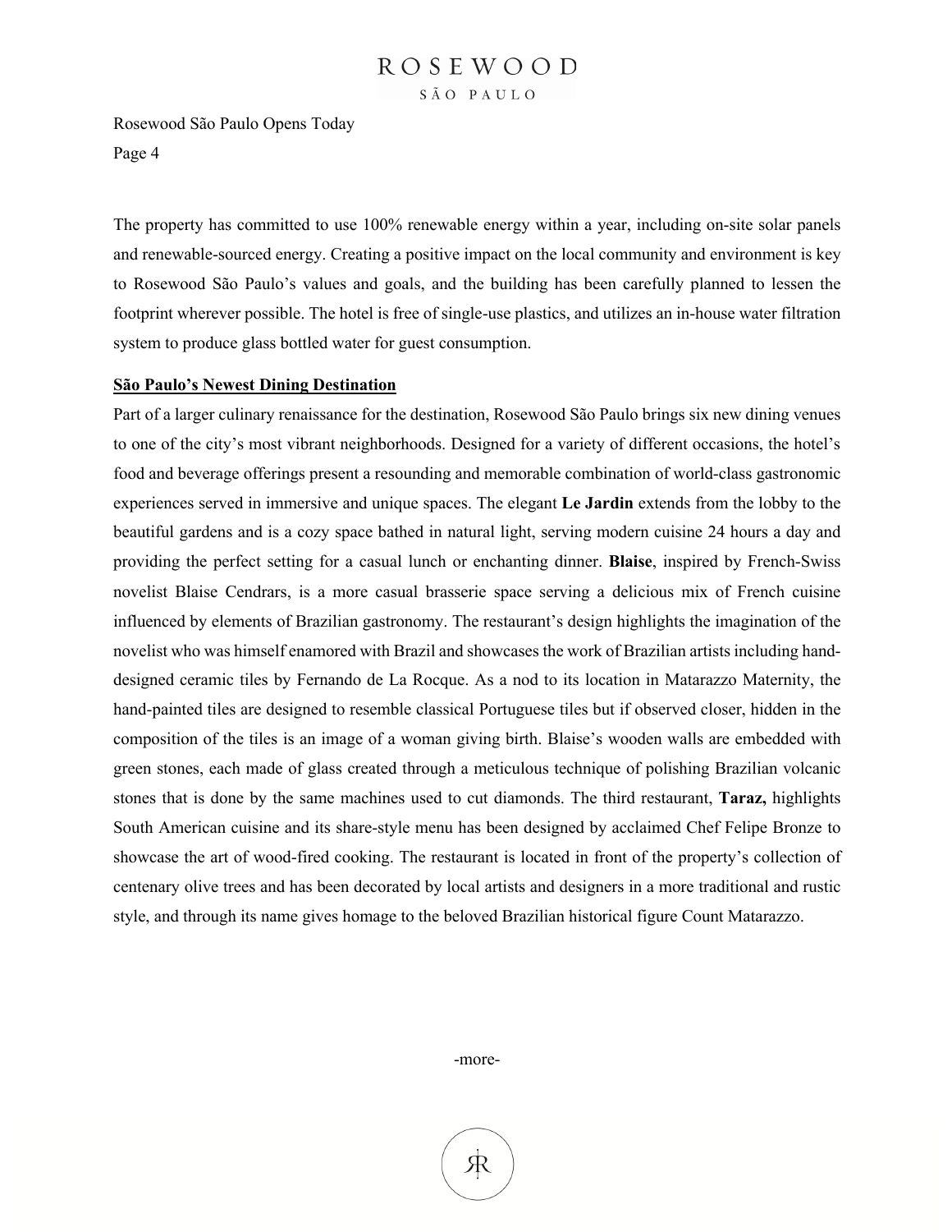The property has committed to use 100% renewable energy within a year, including on-site solar panels and renewable-sourced energy. Creating a positive impact on the local community and environment is key to Rosewood São Paulo's values and goals, and the building has been carefully planned to lessen the footprint wherever possible. The hotel is free of single-use plastics, and utilizes an in-house water filtration system to produce glass bottled water for guest consumption.

**São Paulo's Newest Dining Destination**

Part of a larger culinary renaissance for the destination, Rosewood São Paulo brings six new dining venues to one of the city's most vibrant neighborhoods. Designed for a variety of different occasions, the hotel's food and beverage offerings present a resounding and memorable combination of world-class gastronomic experiences served in immersive and unique spaces. The elegant **Le Jardin** extends from the lobby to the beautiful gardens and is a cozy space bathed in natural light, serving modern cuisine 24 hours a day and providing the perfect setting for a casual lunch or enchanting dinner. **Blaise**, inspired by French-Swiss novelist Blaise Cendrars, is a more casual brasserie space serving a delicious mix of French cuisine influenced by elements of Brazilian gastronomy. The restaurant's design highlights the imagination of the novelist who was himself enamored with Brazil and showcases the work of Brazilian artists including hand-designed ceramic tiles by Fernando de La Rocque. As a nod to its location in Matarazzo Maternity, the hand-painted tiles are designed to resemble classical Portuguese tiles but if observed closer, hidden in the composition of the tiles is an image of a woman giving birth. Blaise's wooden walls are embedded with green stones, each made of glass created through a meticulous technique of polishing Brazilian volcanic stones that is done by the same machines used to cut diamonds. The third restaurant, **Taraz,** highlights South American cuisine and its share-style menu has been designed by acclaimed Chef Felipe Bronze to showcase the art of wood-fired cooking. The restaurant is located in front of the property's collection of centenary olive trees and has been decorated by local artists and designers in a more traditional and rustic style, and through its name gives homage to the beloved Brazilian historical figure Count Matarazzo.

-more-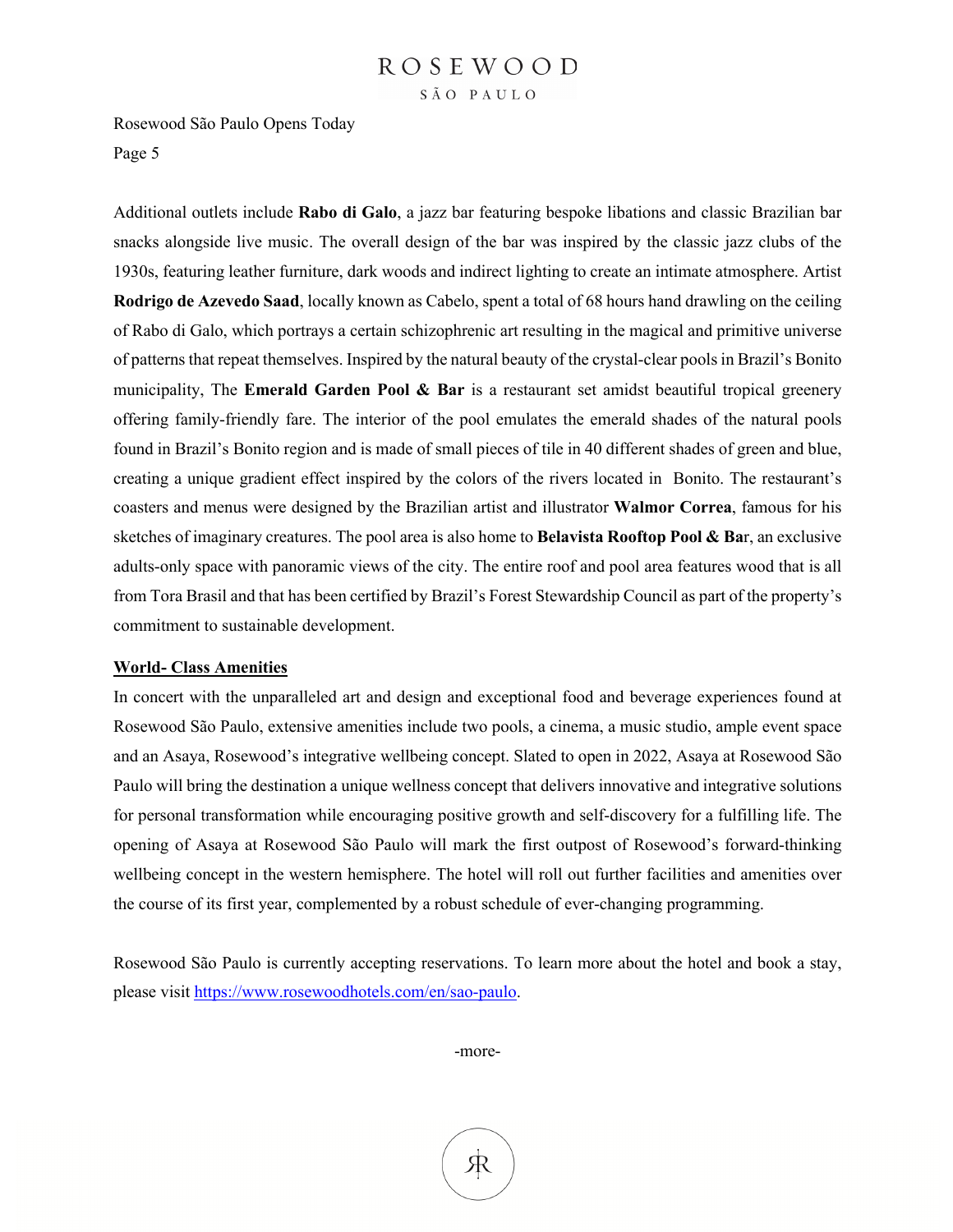Additional outlets include **Rabo di Galo**, a jazz bar featuring bespoke libations and classic Brazilian bar snacks alongside live music. The overall design of the bar was inspired by the classic jazz clubs of the 1930s, featuring leather furniture, dark woods and indirect lighting to create an intimate atmosphere. Artist **Rodrigo de Azevedo Saad**, locally known as Cabelo, spent a total of 68 hours hand drawling on the ceiling of Rabo di Galo, which portrays a certain schizophrenic art resulting in the magical and primitive universe of patterns that repeat themselves. Inspired by the natural beauty of the crystal-clear pools in Brazil's Bonito municipality, The **Emerald Garden Pool & Bar** is a restaurant set amidst beautiful tropical greenery offering family-friendly fare. The interior of the pool emulates the emerald shades of the natural pools found in Brazil's Bonito region and is made of small pieces of tile in 40 different shades of green and blue, creating a unique gradient effect inspired by the colors of the rivers located in Bonito. The restaurant's coasters and menus were designed by the Brazilian artist and illustrator **Walmor Correa**, famous for his sketches of imaginary creatures. The pool area is also home to **Belavista Rooftop Pool & Ba**r, an exclusive adults-only space with panoramic views of the city. The entire roof and pool area features wood that is all from Tora Brasil and that has been certified by Brazil's Forest Stewardship Council as part of the property's commitment to sustainable development.

## World- Class Amenities

In concert with the unparalleled art and design and exceptional food and beverage experiences found at Rosewood São Paulo, extensive amenities include two pools, a cinema, a music studio, ample event space and an Asaya, Rosewood's integrative wellbeing concept. Slated to open in 2022, Asaya at Rosewood São Paulo will bring the destination a unique wellness concept that delivers innovative and integrative solutions for personal transformation while encouraging positive growth and self-discovery for a fulfilling life. The opening of Asaya at Rosewood São Paulo will mark the first outpost of Rosewood's forward-thinking wellbeing concept in the western hemisphere. The hotel will roll out further facilities and amenities over the course of its first year, complemented by a robust schedule of ever-changing programming.

Rosewood São Paulo is currently accepting reservations. To learn more about the hotel and book a stay, please visit https://www.rosewoodhotels.com/en/sao-paulo.

-more-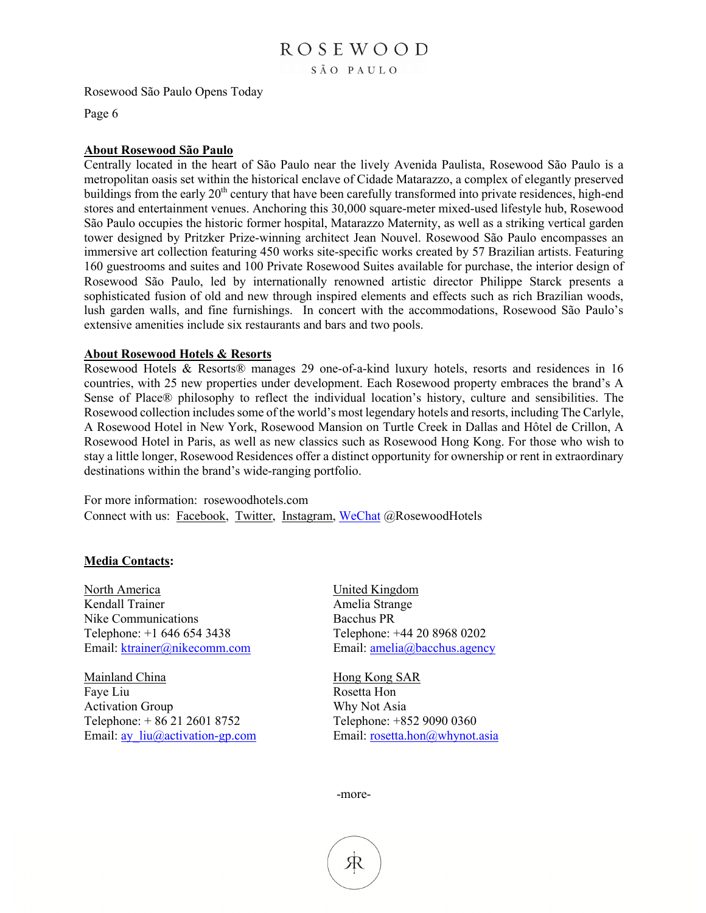## About Rosewood São Paulo

Centrally located in the heart of São Paulo near the lively Avenida Paulista, Rosewood São Paulo is a metropolitan oasis set within the historical enclave of Cidade Matarazzo, a complex of elegantly preserved buildings from the early 20th century that have been carefully transformed into private residences, high-end stores and entertainment venues. Anchoring this 30,000 square-meter mixed-used lifestyle hub, Rosewood São Paulo occupies the historic former hospital, Matarazzo Maternity, as well as a striking vertical garden tower designed by Pritzker Prize-winning architect Jean Nouvel. Rosewood São Paulo encompasses an immersive art collection featuring 450 works site-specific works created by 57 Brazilian artists. Featuring 160 guestrooms and suites and 100 Private Rosewood Suites available for purchase, the interior design of Rosewood São Paulo, led by internationally renowned artistic director Philippe Starck presents a sophisticated fusion of old and new through inspired elements and effects such as rich Brazilian woods, lush garden walls, and fine furnishings. In concert with the accommodations, Rosewood São Paulo's extensive amenities include six restaurants and bars and two pools.

## About Rosewood Hotels & Resorts

Rosewood Hotels & Resorts® manages 29 one-of-a-kind luxury hotels, resorts and residences in 16 countries, with 25 new properties under development. Each Rosewood property embraces the brand's A Sense of Place® philosophy to reflect the individual location's history, culture and sensibilities. The Rosewood collection includes some of the world's most legendary hotels and resorts, including The Carlyle, A Rosewood Hotel in New York, Rosewood Mansion on Turtle Creek in Dallas and Hôtel de Crillon, A Rosewood Hotel in Paris, as well as new classics such as Rosewood Hong Kong. For those who wish to stay a little longer, Rosewood Residences offer a distinct opportunity for ownership or rent in extraordinary destinations within the brand's wide-ranging portfolio.

For more information: rosewoodhotels.com
Connect with us: Facebook, Twitter, Instagram, WeChat @RosewoodHotels

## Media Contacts:

North America
Kendall Trainer
Nike Communications
Telephone: +1 646 654 3438
Email: ktrainer@nikecomm.com

United Kingdom
Amelia Strange
Bacchus PR
Telephone: +44 20 8968 0202
Email: amelia@bacchus.agency

Mainland China
Faye Liu
Activation Group
Telephone: + 86 21 2601 8752
Email: ay_liu@activation-gp.com

Hong Kong SAR
Rosetta Hon
Why Not Asia
Telephone: +852 9090 0360
Email: rosetta.hon@whynot.asia

-more-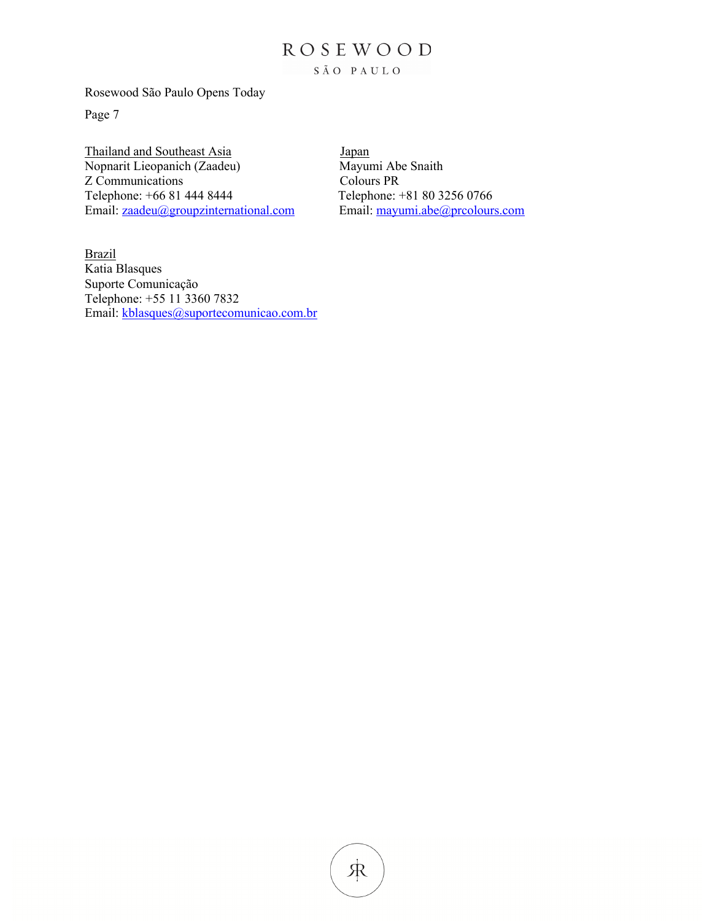Thailand and Southeast Asia
Nopnarit Lieopanich (Zaadeu)
Z Communications
Telephone: +66 81 444 8444
Email: zaadeu@groupzinternational.com

Japan
Mayumi Abe Snaith
Colours PR
Telephone: +81 80 3256 0766
Email: mayumi.abe@prcolours.com

Brazil
Katia Blasques
Suporte Comunicação
Telephone: +55 11 3360 7832
Email: kblasques@suportecomunicao.com.br